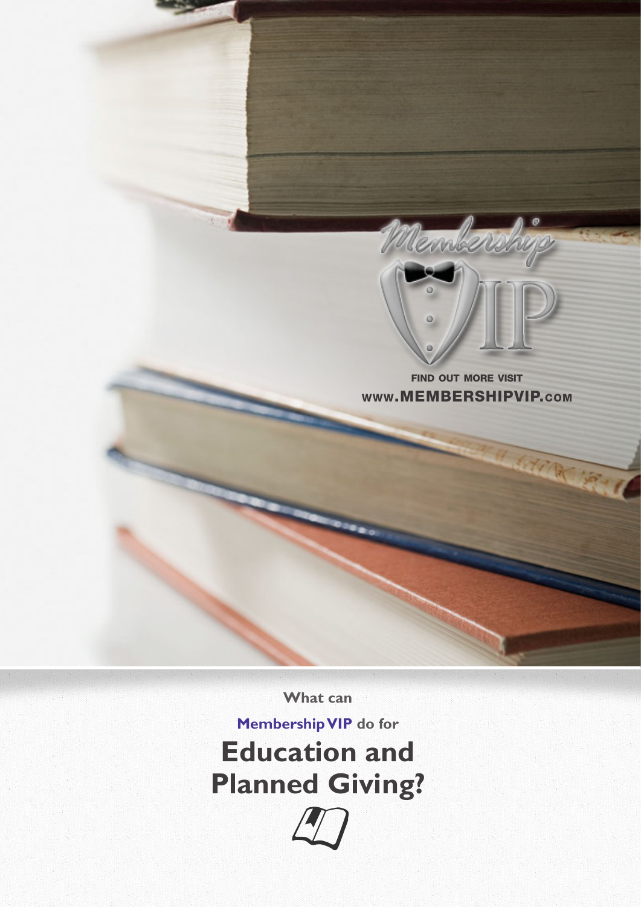Membership VIP

FIND OUT MORE VISIT
WWW.MEMBERSHIPVIP.COM

What can

**Membership VIP** do for

# Education and Planned Giving?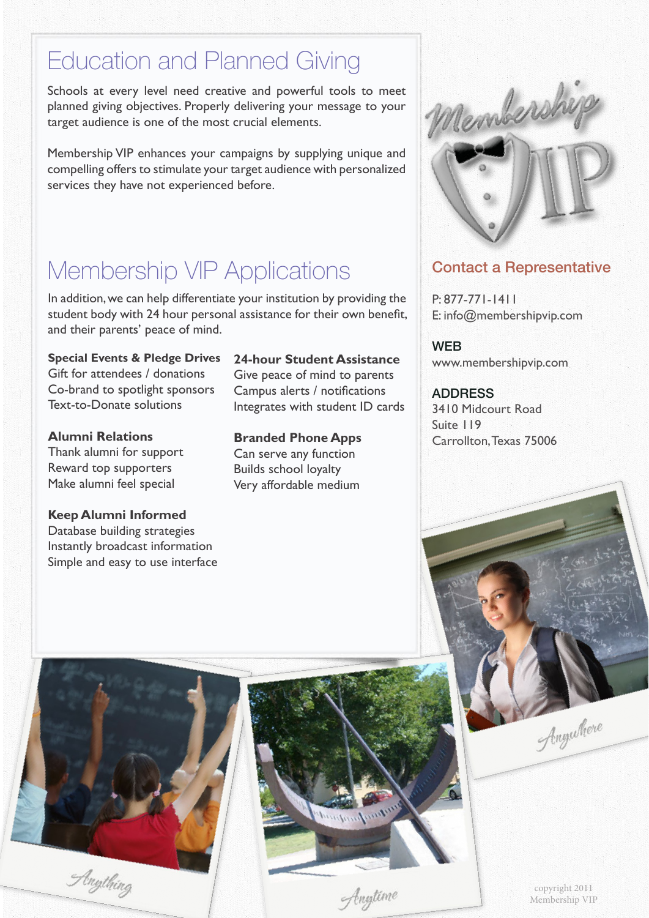# Education and Planned Giving

Schools at every level need creative and powerful tools to meet planned giving objectives. Properly delivering your message to your target audience is one of the most crucial elements.

Membership VIP enhances your campaigns by supplying unique and compelling offers to stimulate your target audience with personalized services they have not experienced before.

# Membership VIP Applications

In addition, we can help differentiate your institution by providing the student body with 24 hour personal assistance for their own benefit, and their parents' peace of mind.

**Special Events & Pledge Drives**
Gift for attendees / donations
Co-brand to spotlight sponsors
Text-to-Donate solutions

**Alumni Relations**
Thank alumni for support
Reward top supporters
Make alumni feel special

**Keep Alumni Informed**
Database building strategies
Instantly broadcast information
Simple and easy to use interface

**24-hour Student Assistance**
Give peace of mind to parents
Campus alerts / notifications
Integrates with student ID cards

**Branded Phone Apps**
Can serve any function
Builds school loyalty
Very affordable medium

## Contact a Representative

P: 877-771-1411
E: info@membershipvip.com

**WEB**
www.membershipvip.com

**ADDRESS**
3410 Midcourt Road
Suite 119
Carrollton, Texas 75006

Anything
Anytime
Anywhere

copyright 2011
Membership VIP